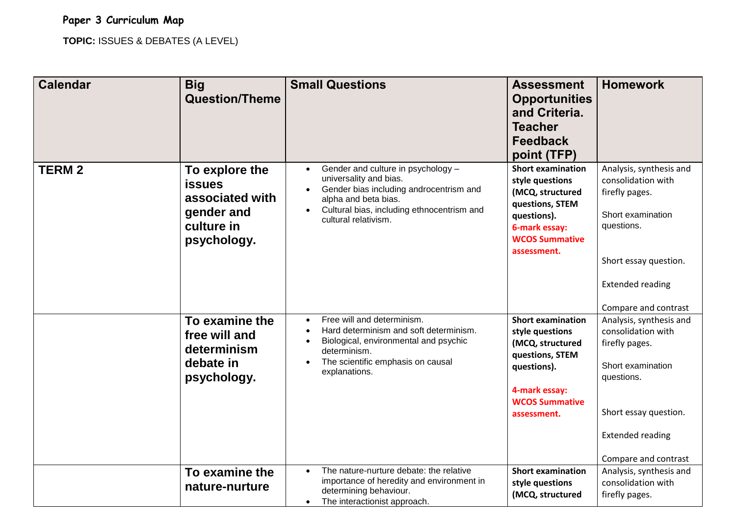**Paper 3 Curriculum Map**

**TOPIC:** ISSUES & DEBATES (A LEVEL)

| Calendar | Big Question/Theme | Small Questions | Assessment Opportunities and Criteria. Teacher Feedback point (TFP) | Homework |
|---|---|---|---|---|
| **TERM 2** | **To explore the issues associated with gender and culture in psychology.** | • Gender and culture in psychology – universality and bias.<br>• Gender bias including androcentrism and alpha and beta bias.<br>• Cultural bias, including ethnocentrism and cultural relativism. | **Short examination style questions (MCQ, structured questions, STEM questions).**<br>**6-mark essay: WCOS Summative assessment.** | Analysis, synthesis and consolidation with firefly pages.<br><br>Short examination questions.<br><br>Short essay question.<br><br>Extended reading<br><br>Compare and contrast |
| | **To examine the free will and determinism debate in psychology.** | • Free will and determinism.<br>• Hard determinism and soft determinism.<br>• Biological, environmental and psychic determinism.<br>• The scientific emphasis on causal explanations. | **Short examination style questions (MCQ, structured questions, STEM questions).**<br><br>**4-mark essay: WCOS Summative assessment.** | Analysis, synthesis and consolidation with firefly pages.<br><br>Short examination questions.<br><br>Short essay question.<br><br>Extended reading<br><br>Compare and contrast |
| | **To examine the nature-nurture** | • The nature-nurture debate: the relative importance of heredity and environment in determining behaviour.<br>• The interactionist approach. | **Short examination style questions (MCQ, structured** | Analysis, synthesis and consolidation with firefly pages. |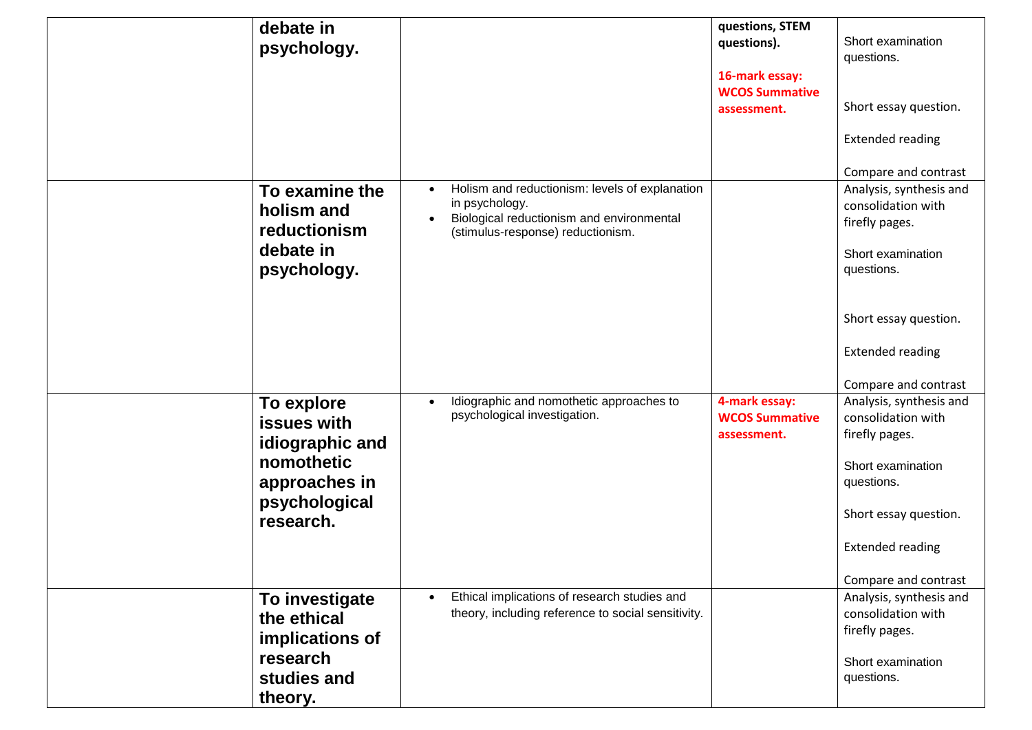| | | | | |
|---|---|---|---|---|
| | **debate in psychology.** | | **questions, STEM questions).** <br><br> **16-mark essay: WCOS Summative assessment.** | Short examination questions. <br><br> Short essay question. <br><br> Extended reading <br><br> Compare and contrast |
| | **To examine the holism and reductionism debate in psychology.** | • Holism and reductionism: levels of explanation in psychology. <br> • Biological reductionism and environmental (stimulus-response) reductionism. | | Analysis, synthesis and consolidation with firefly pages. <br><br> Short examination questions. <br><br> Short essay question. <br><br> Extended reading <br><br> Compare and contrast |
| | **To explore issues with idiographic and nomothetic approaches in psychological research.** | • Idiographic and nomothetic approaches to psychological investigation. | **4-mark essay: WCOS Summative assessment.** | Analysis, synthesis and consolidation with firefly pages. <br><br> Short examination questions. <br><br> Short essay question. <br><br> Extended reading <br><br> Compare and contrast |
| | **To investigate the ethical implications of research studies and theory.** | • Ethical implications of research studies and theory, including reference to social sensitivity. | | Analysis, synthesis and consolidation with firefly pages. <br><br> Short examination questions. |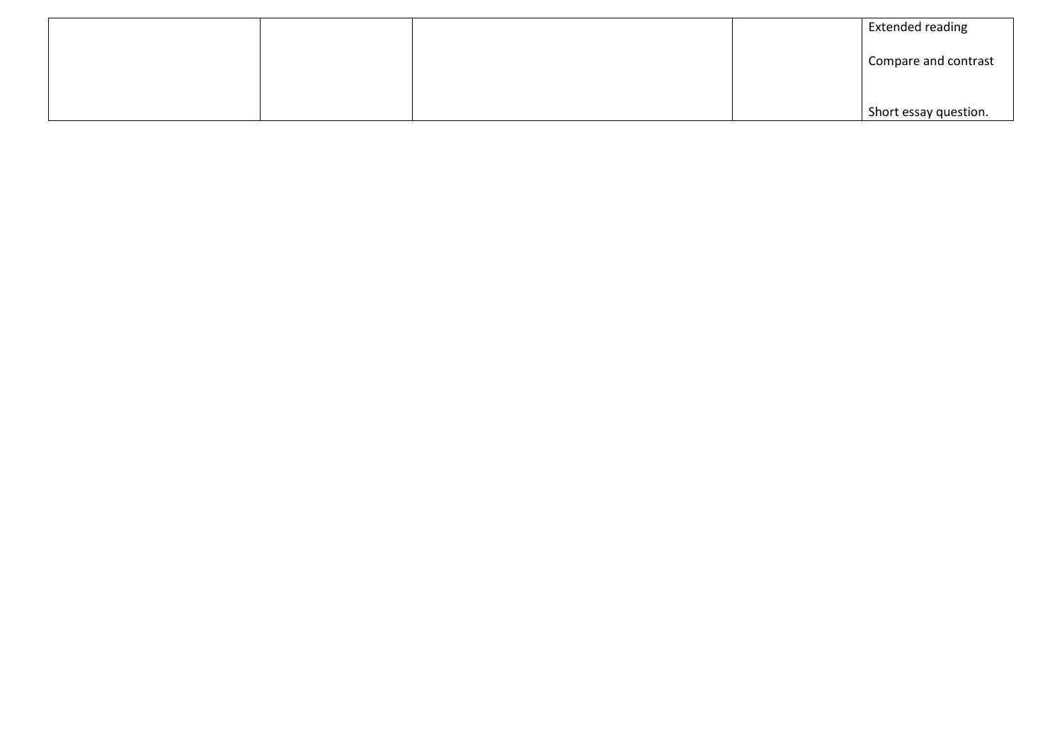| | | | | |
|---|---|---|---|---|
| | | | | Extended reading<br><br>Compare and contrast<br><br><br>Short essay question. |